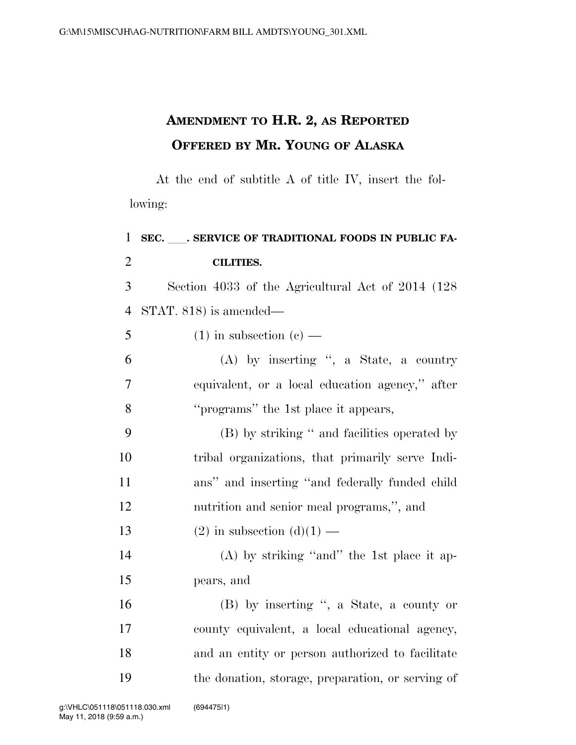# AMENDMENT TO H.R. 2, AS REPORTED
# OFFERED BY MR. YOUNG OF ALASKA

At the end of subtitle A of title IV, insert the following:

**SEC. \_\_\_. SERVICE OF TRADITIONAL FOODS IN PUBLIC FACILITIES.**

Section 4033 of the Agricultural Act of 2014 (128 STAT. 818) is amended—

(1) in subsection (c) —

(A) by inserting ", a State, a country equivalent, or a local education agency," after "programs" the 1st place it appears,

(B) by striking " and facilities operated by tribal organizations, that primarily serve Indians" and inserting "and federally funded child nutrition and senior meal programs,", and

(2) in subsection (d)(1) —

(A) by striking "and" the 1st place it appears, and

(B) by inserting ", a State, a county or county equivalent, a local educational agency, and an entity or person authorized to facilitate the donation, storage, preparation, or serving of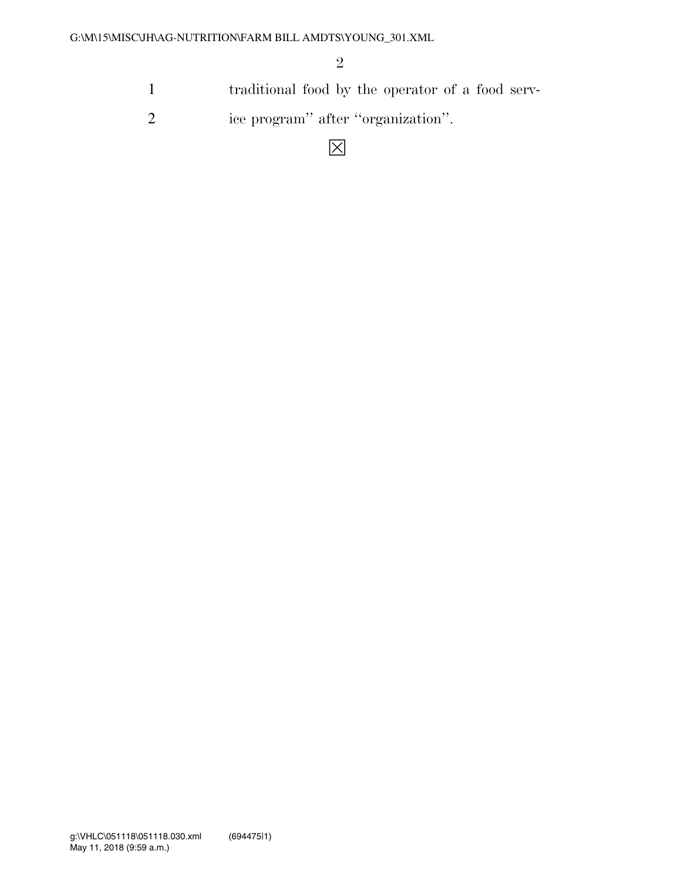traditional food by the operator of a food service program'' after ''organization''.

☒